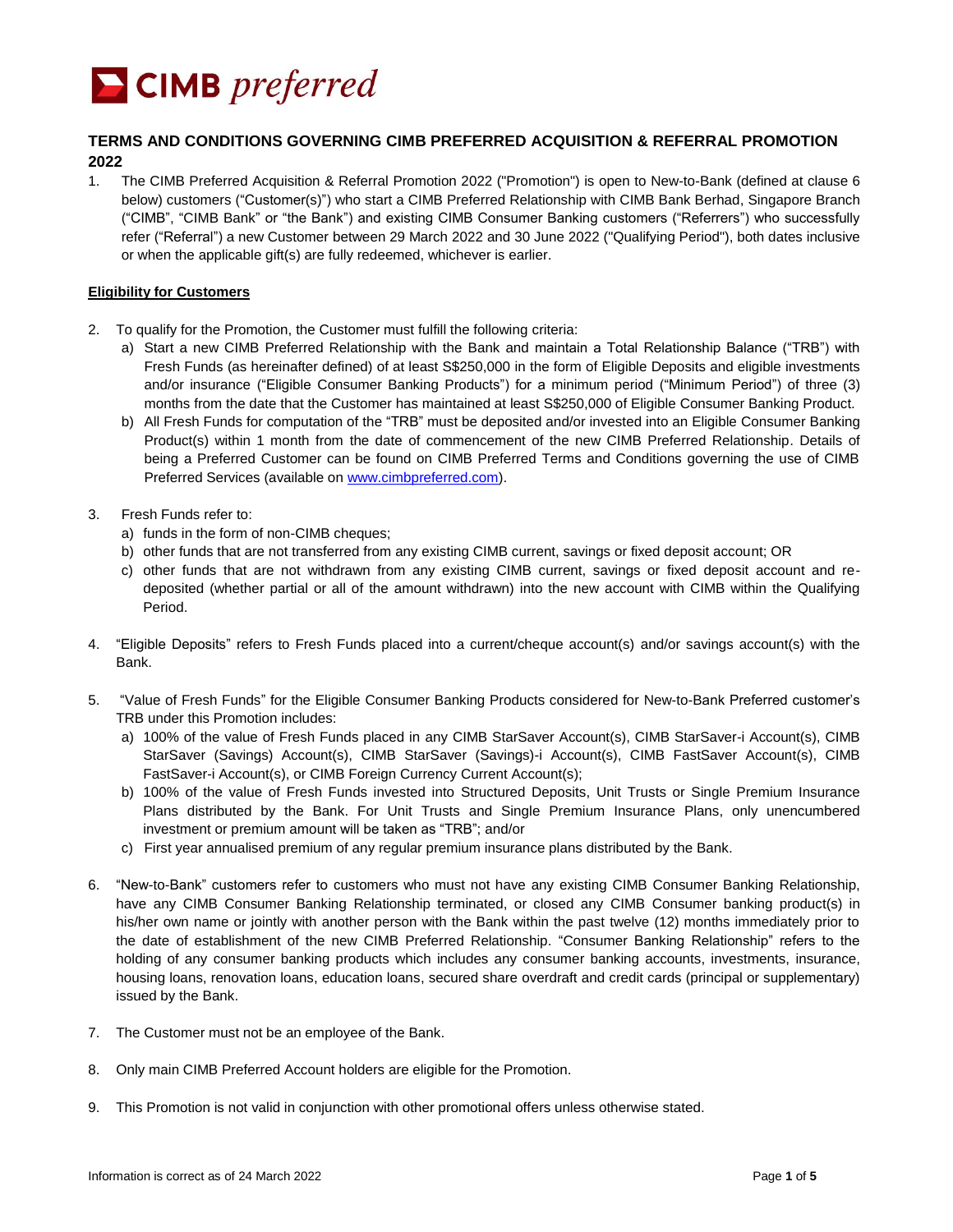CIMB *preferred*

## TERMS AND CONDITIONS GOVERNING CIMB PREFERRED ACQUISITION & REFERRAL PROMOTION 2022

1. The CIMB Preferred Acquisition & Referral Promotion 2022 ("Promotion") is open to New-to-Bank (defined at clause 6 below) customers ("Customer(s)") who start a CIMB Preferred Relationship with CIMB Bank Berhad, Singapore Branch ("CIMB", "CIMB Bank" or "the Bank") and existing CIMB Consumer Banking customers ("Referrers") who successfully refer ("Referral") a new Customer between 29 March 2022 and 30 June 2022 ("Qualifying Period"), both dates inclusive or when the applicable gift(s) are fully redeemed, whichever is earlier.

**Eligibility for Customers**

2. To qualify for the Promotion, the Customer must fulfill the following criteria:
   a) Start a new CIMB Preferred Relationship with the Bank and maintain a Total Relationship Balance ("TRB") with Fresh Funds (as hereinafter defined) of at least S$250,000 in the form of Eligible Deposits and eligible investments and/or insurance ("Eligible Consumer Banking Products") for a minimum period ("Minimum Period") of three (3) months from the date that the Customer has maintained at least S$250,000 of Eligible Consumer Banking Product.
   b) All Fresh Funds for computation of the "TRB" must be deposited and/or invested into an Eligible Consumer Banking Product(s) within 1 month from the date of commencement of the new CIMB Preferred Relationship. Details of being a Preferred Customer can be found on CIMB Preferred Terms and Conditions governing the use of CIMB Preferred Services (available on www.cimbpreferred.com).

3. Fresh Funds refer to:
   a) funds in the form of non-CIMB cheques;
   b) other funds that are not transferred from any existing CIMB current, savings or fixed deposit account; OR
   c) other funds that are not withdrawn from any existing CIMB current, savings or fixed deposit account and re-deposited (whether partial or all of the amount withdrawn) into the new account with CIMB within the Qualifying Period.

4. "Eligible Deposits" refers to Fresh Funds placed into a current/cheque account(s) and/or savings account(s) with the Bank.

5. "Value of Fresh Funds" for the Eligible Consumer Banking Products considered for New-to-Bank Preferred customer's TRB under this Promotion includes:
   a) 100% of the value of Fresh Funds placed in any CIMB StarSaver Account(s), CIMB StarSaver-i Account(s), CIMB StarSaver (Savings) Account(s), CIMB StarSaver (Savings)-i Account(s), CIMB FastSaver Account(s), CIMB FastSaver-i Account(s), or CIMB Foreign Currency Current Account(s);
   b) 100% of the value of Fresh Funds invested into Structured Deposits, Unit Trusts or Single Premium Insurance Plans distributed by the Bank. For Unit Trusts and Single Premium Insurance Plans, only unencumbered investment or premium amount will be taken as "TRB"; and/or
   c) First year annualised premium of any regular premium insurance plans distributed by the Bank.

6. "New-to-Bank" customers refer to customers who must not have any existing CIMB Consumer Banking Relationship, have any CIMB Consumer Banking Relationship terminated, or closed any CIMB Consumer banking product(s) in his/her own name or jointly with another person with the Bank within the past twelve (12) months immediately prior to the date of establishment of the new CIMB Preferred Relationship. "Consumer Banking Relationship" refers to the holding of any consumer banking products which includes any consumer banking accounts, investments, insurance, housing loans, renovation loans, education loans, secured share overdraft and credit cards (principal or supplementary) issued by the Bank.

7. The Customer must not be an employee of the Bank.

8. Only main CIMB Preferred Account holders are eligible for the Promotion.

9. This Promotion is not valid in conjunction with other promotional offers unless otherwise stated.

Information is correct as of 24 March 2022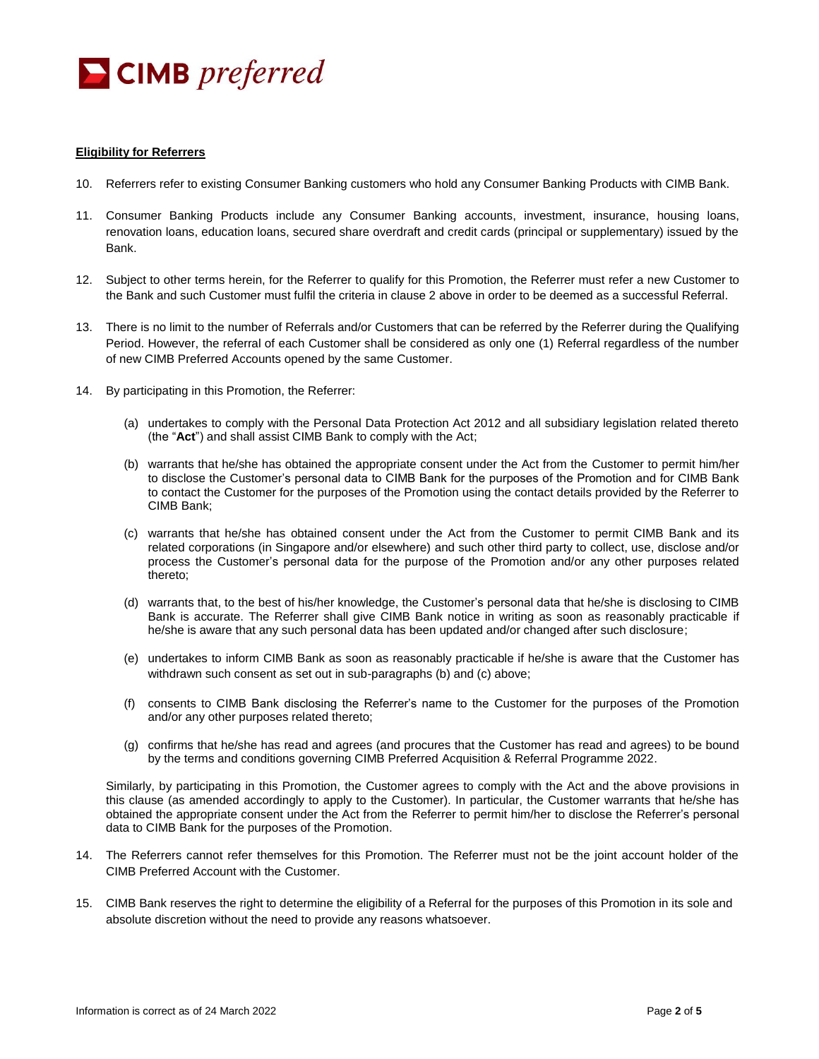**Eligibility for Referrers**

10. Referrers refer to existing Consumer Banking customers who hold any Consumer Banking Products with CIMB Bank.

11. Consumer Banking Products include any Consumer Banking accounts, investment, insurance, housing loans, renovation loans, education loans, secured share overdraft and credit cards (principal or supplementary) issued by the Bank.

12. Subject to other terms herein, for the Referrer to qualify for this Promotion, the Referrer must refer a new Customer to the Bank and such Customer must fulfil the criteria in clause 2 above in order to be deemed as a successful Referral.

13. There is no limit to the number of Referrals and/or Customers that can be referred by the Referrer during the Qualifying Period. However, the referral of each Customer shall be considered as only one (1) Referral regardless of the number of new CIMB Preferred Accounts opened by the same Customer.

14. By participating in this Promotion, the Referrer:

    (a) undertakes to comply with the Personal Data Protection Act 2012 and all subsidiary legislation related thereto (the "**Act**") and shall assist CIMB Bank to comply with the Act;

    (b) warrants that he/she has obtained the appropriate consent under the Act from the Customer to permit him/her to disclose the Customer's personal data to CIMB Bank for the purposes of the Promotion and for CIMB Bank to contact the Customer for the purposes of the Promotion using the contact details provided by the Referrer to CIMB Bank;

    (c) warrants that he/she has obtained consent under the Act from the Customer to permit CIMB Bank and its related corporations (in Singapore and/or elsewhere) and such other third party to collect, use, disclose and/or process the Customer's personal data for the purpose of the Promotion and/or any other purposes related thereto;

    (d) warrants that, to the best of his/her knowledge, the Customer's personal data that he/she is disclosing to CIMB Bank is accurate. The Referrer shall give CIMB Bank notice in writing as soon as reasonably practicable if he/she is aware that any such personal data has been updated and/or changed after such disclosure;

    (e) undertakes to inform CIMB Bank as soon as reasonably practicable if he/she is aware that the Customer has withdrawn such consent as set out in sub-paragraphs (b) and (c) above;

    (f) consents to CIMB Bank disclosing the Referrer's name to the Customer for the purposes of the Promotion and/or any other purposes related thereto;

    (g) confirms that he/she has read and agrees (and procures that the Customer has read and agrees) to be bound by the terms and conditions governing CIMB Preferred Acquisition & Referral Programme 2022.

    Similarly, by participating in this Promotion, the Customer agrees to comply with the Act and the above provisions in this clause (as amended accordingly to apply to the Customer). In particular, the Customer warrants that he/she has obtained the appropriate consent under the Act from the Referrer to permit him/her to disclose the Referrer's personal data to CIMB Bank for the purposes of the Promotion.

14. The Referrers cannot refer themselves for this Promotion. The Referrer must not be the joint account holder of the CIMB Preferred Account with the Customer.

15. CIMB Bank reserves the right to determine the eligibility of a Referral for the purposes of this Promotion in its sole and absolute discretion without the need to provide any reasons whatsoever.

Information is correct as of 24 March 2022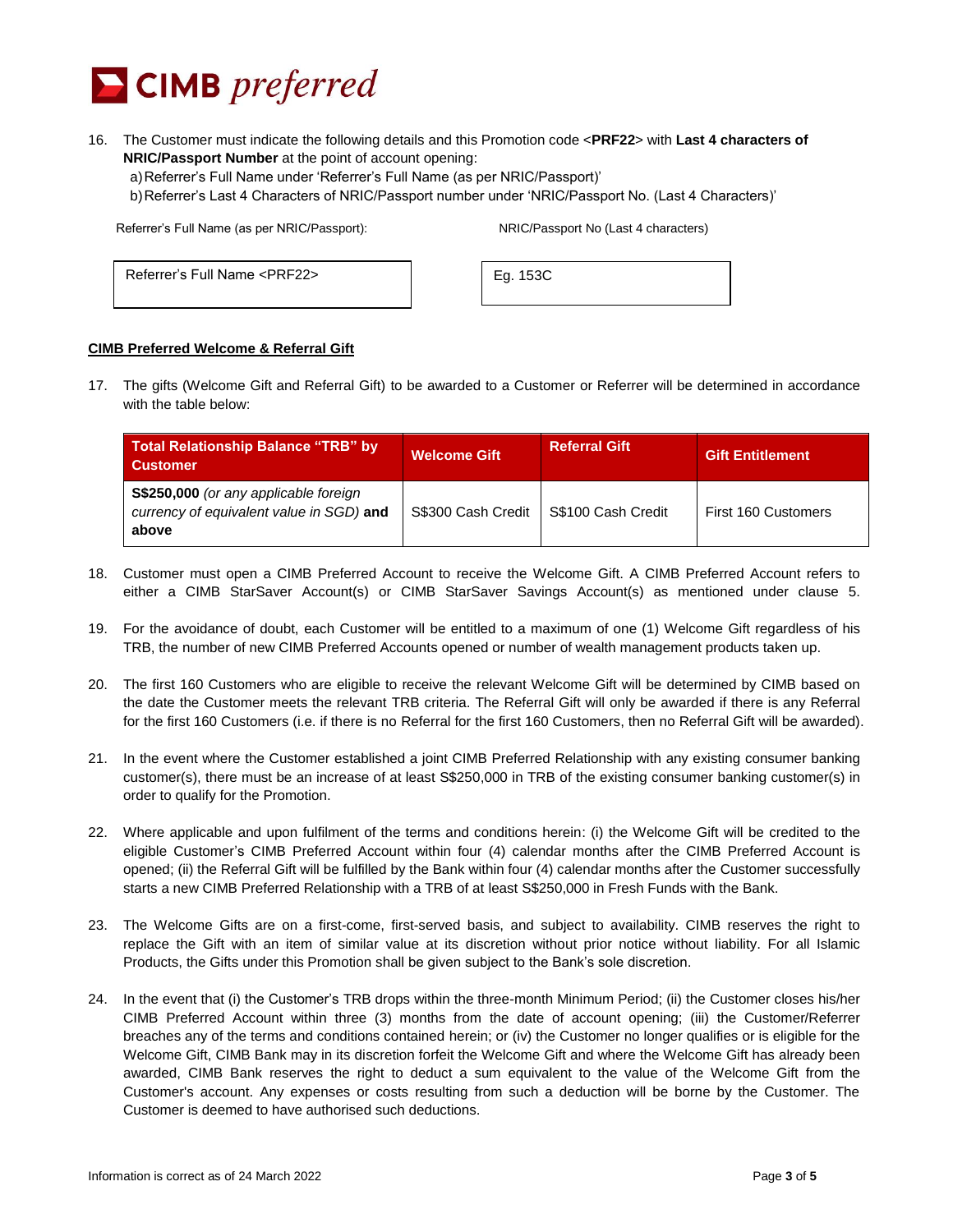16. The Customer must indicate the following details and this Promotion code <**PRF22**> with **Last 4 characters of NRIC/Passport Number** at the point of account opening:
    a) Referrer's Full Name under 'Referrer's Full Name (as per NRIC/Passport)'
    b) Referrer's Last 4 Characters of NRIC/Passport number under 'NRIC/Passport No. (Last 4 Characters)'

| Referrer's Full Name (as per NRIC/Passport): | NRIC/Passport No (Last 4 characters) |
|---|---|
| Referrer's Full Name <PRF22> | Eg. 153C |

**CIMB Preferred Welcome & Referral Gift**

17. The gifts (Welcome Gift and Referral Gift) to be awarded to a Customer or Referrer will be determined in accordance with the table below:

| Total Relationship Balance "TRB" by Customer | Welcome Gift | Referral Gift | Gift Entitlement |
|---|---|---|---|
| **S$250,000** *(or any applicable foreign currency of equivalent value in SGD)* **and above** | S$300 Cash Credit | S$100 Cash Credit | First 160 Customers |

18. Customer must open a CIMB Preferred Account to receive the Welcome Gift. A CIMB Preferred Account refers to either a CIMB StarSaver Account(s) or CIMB StarSaver Savings Account(s) as mentioned under clause 5.

19. For the avoidance of doubt, each Customer will be entitled to a maximum of one (1) Welcome Gift regardless of his TRB, the number of new CIMB Preferred Accounts opened or number of wealth management products taken up.

20. The first 160 Customers who are eligible to receive the relevant Welcome Gift will be determined by CIMB based on the date the Customer meets the relevant TRB criteria. The Referral Gift will only be awarded if there is any Referral for the first 160 Customers (i.e. if there is no Referral for the first 160 Customers, then no Referral Gift will be awarded).

21. In the event where the Customer established a joint CIMB Preferred Relationship with any existing consumer banking customer(s), there must be an increase of at least S$250,000 in TRB of the existing consumer banking customer(s) in order to qualify for the Promotion.

22. Where applicable and upon fulfilment of the terms and conditions herein: (i) the Welcome Gift will be credited to the eligible Customer's CIMB Preferred Account within four (4) calendar months after the CIMB Preferred Account is opened; (ii) the Referral Gift will be fulfilled by the Bank within four (4) calendar months after the Customer successfully starts a new CIMB Preferred Relationship with a TRB of at least S$250,000 in Fresh Funds with the Bank.

23. The Welcome Gifts are on a first-come, first-served basis, and subject to availability. CIMB reserves the right to replace the Gift with an item of similar value at its discretion without prior notice without liability. For all Islamic Products, the Gifts under this Promotion shall be given subject to the Bank's sole discretion.

24. In the event that (i) the Customer's TRB drops within the three-month Minimum Period; (ii) the Customer closes his/her CIMB Preferred Account within three (3) months from the date of account opening; (iii) the Customer/Referrer breaches any of the terms and conditions contained herein; or (iv) the Customer no longer qualifies or is eligible for the Welcome Gift, CIMB Bank may in its discretion forfeit the Welcome Gift and where the Welcome Gift has already been awarded, CIMB Bank reserves the right to deduct a sum equivalent to the value of the Welcome Gift from the Customer's account. Any expenses or costs resulting from such a deduction will be borne by the Customer. The Customer is deemed to have authorised such deductions.

Information is correct as of 24 March 2022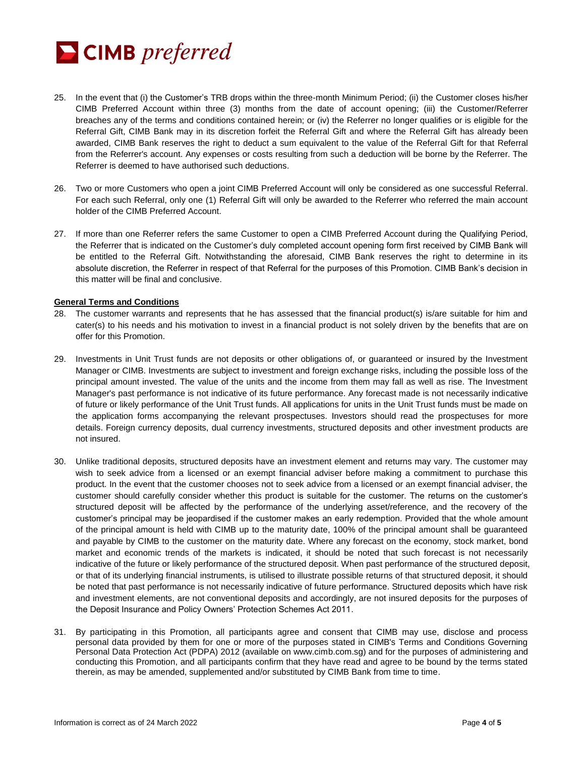25. In the event that (i) the Customer's TRB drops within the three-month Minimum Period; (ii) the Customer closes his/her CIMB Preferred Account within three (3) months from the date of account opening; (iii) the Customer/Referrer breaches any of the terms and conditions contained herein; or (iv) the Referrer no longer qualifies or is eligible for the Referral Gift, CIMB Bank may in its discretion forfeit the Referral Gift and where the Referral Gift has already been awarded, CIMB Bank reserves the right to deduct a sum equivalent to the value of the Referral Gift for that Referral from the Referrer's account. Any expenses or costs resulting from such a deduction will be borne by the Referrer. The Referrer is deemed to have authorised such deductions.

26. Two or more Customers who open a joint CIMB Preferred Account will only be considered as one successful Referral. For each such Referral, only one (1) Referral Gift will only be awarded to the Referrer who referred the main account holder of the CIMB Preferred Account.

27. If more than one Referrer refers the same Customer to open a CIMB Preferred Account during the Qualifying Period, the Referrer that is indicated on the Customer's duly completed account opening form first received by CIMB Bank will be entitled to the Referral Gift. Notwithstanding the aforesaid, CIMB Bank reserves the right to determine in its absolute discretion, the Referrer in respect of that Referral for the purposes of this Promotion. CIMB Bank's decision in this matter will be final and conclusive.

**General Terms and Conditions**

28. The customer warrants and represents that he has assessed that the financial product(s) is/are suitable for him and cater(s) to his needs and his motivation to invest in a financial product is not solely driven by the benefits that are on offer for this Promotion.

29. Investments in Unit Trust funds are not deposits or other obligations of, or guaranteed or insured by the Investment Manager or CIMB. Investments are subject to investment and foreign exchange risks, including the possible loss of the principal amount invested. The value of the units and the income from them may fall as well as rise. The Investment Manager's past performance is not indicative of its future performance. Any forecast made is not necessarily indicative of future or likely performance of the Unit Trust funds. All applications for units in the Unit Trust funds must be made on the application forms accompanying the relevant prospectuses. Investors should read the prospectuses for more details. Foreign currency deposits, dual currency investments, structured deposits and other investment products are not insured.

30. Unlike traditional deposits, structured deposits have an investment element and returns may vary. The customer may wish to seek advice from a licensed or an exempt financial adviser before making a commitment to purchase this product. In the event that the customer chooses not to seek advice from a licensed or an exempt financial adviser, the customer should carefully consider whether this product is suitable for the customer. The returns on the customer's structured deposit will be affected by the performance of the underlying asset/reference, and the recovery of the customer's principal may be jeopardised if the customer makes an early redemption. Provided that the whole amount of the principal amount is held with CIMB up to the maturity date, 100% of the principal amount shall be guaranteed and payable by CIMB to the customer on the maturity date. Where any forecast on the economy, stock market, bond market and economic trends of the markets is indicated, it should be noted that such forecast is not necessarily indicative of the future or likely performance of the structured deposit. When past performance of the structured deposit, or that of its underlying financial instruments, is utilised to illustrate possible returns of that structured deposit, it should be noted that past performance is not necessarily indicative of future performance. Structured deposits which have risk and investment elements, are not conventional deposits and accordingly, are not insured deposits for the purposes of the Deposit Insurance and Policy Owners' Protection Schemes Act 2011.

31. By participating in this Promotion, all participants agree and consent that CIMB may use, disclose and process personal data provided by them for one or more of the purposes stated in CIMB's Terms and Conditions Governing Personal Data Protection Act (PDPA) 2012 (available on www.cimb.com.sg) and for the purposes of administering and conducting this Promotion, and all participants confirm that they have read and agree to be bound by the terms stated therein, as may be amended, supplemented and/or substituted by CIMB Bank from time to time.

Information is correct as of 24 March 2022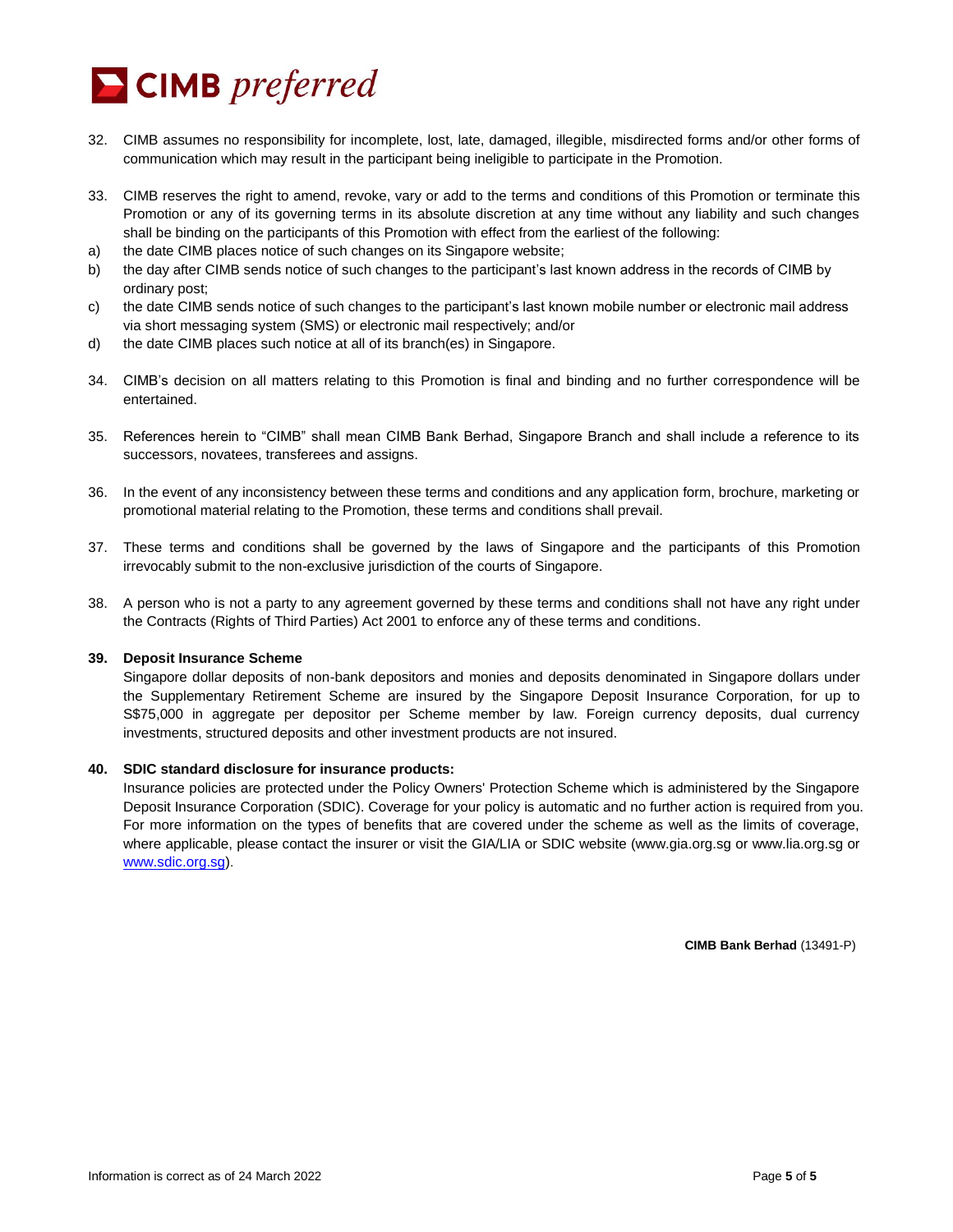32. CIMB assumes no responsibility for incomplete, lost, late, damaged, illegible, misdirected forms and/or other forms of communication which may result in the participant being ineligible to participate in the Promotion.

33. CIMB reserves the right to amend, revoke, vary or add to the terms and conditions of this Promotion or terminate this Promotion or any of its governing terms in its absolute discretion at any time without any liability and such changes shall be binding on the participants of this Promotion with effect from the earliest of the following:

a) the date CIMB places notice of such changes on its Singapore website;

b) the day after CIMB sends notice of such changes to the participant's last known address in the records of CIMB by ordinary post;

c) the date CIMB sends notice of such changes to the participant's last known mobile number or electronic mail address via short messaging system (SMS) or electronic mail respectively; and/or

d) the date CIMB places such notice at all of its branch(es) in Singapore.

34. CIMB's decision on all matters relating to this Promotion is final and binding and no further correspondence will be entertained.

35. References herein to "CIMB" shall mean CIMB Bank Berhad, Singapore Branch and shall include a reference to its successors, novatees, transferees and assigns.

36. In the event of any inconsistency between these terms and conditions and any application form, brochure, marketing or promotional material relating to the Promotion, these terms and conditions shall prevail.

37. These terms and conditions shall be governed by the laws of Singapore and the participants of this Promotion irrevocably submit to the non-exclusive jurisdiction of the courts of Singapore.

38. A person who is not a party to any agreement governed by these terms and conditions shall not have any right under the Contracts (Rights of Third Parties) Act 2001 to enforce any of these terms and conditions.

39. **Deposit Insurance Scheme**
    Singapore dollar deposits of non-bank depositors and monies and deposits denominated in Singapore dollars under the Supplementary Retirement Scheme are insured by the Singapore Deposit Insurance Corporation, for up to S$75,000 in aggregate per depositor per Scheme member by law. Foreign currency deposits, dual currency investments, structured deposits and other investment products are not insured.

40. **SDIC standard disclosure for insurance products:**
    Insurance policies are protected under the Policy Owners' Protection Scheme which is administered by the Singapore Deposit Insurance Corporation (SDIC). Coverage for your policy is automatic and no further action is required from you. For more information on the types of benefits that are covered under the scheme as well as the limits of coverage, where applicable, please contact the insurer or visit the GIA/LIA or SDIC website (www.gia.org.sg or www.lia.org.sg or www.sdic.org.sg).

**CIMB Bank Berhad** (13491-P)

Information is correct as of 24 March 2022